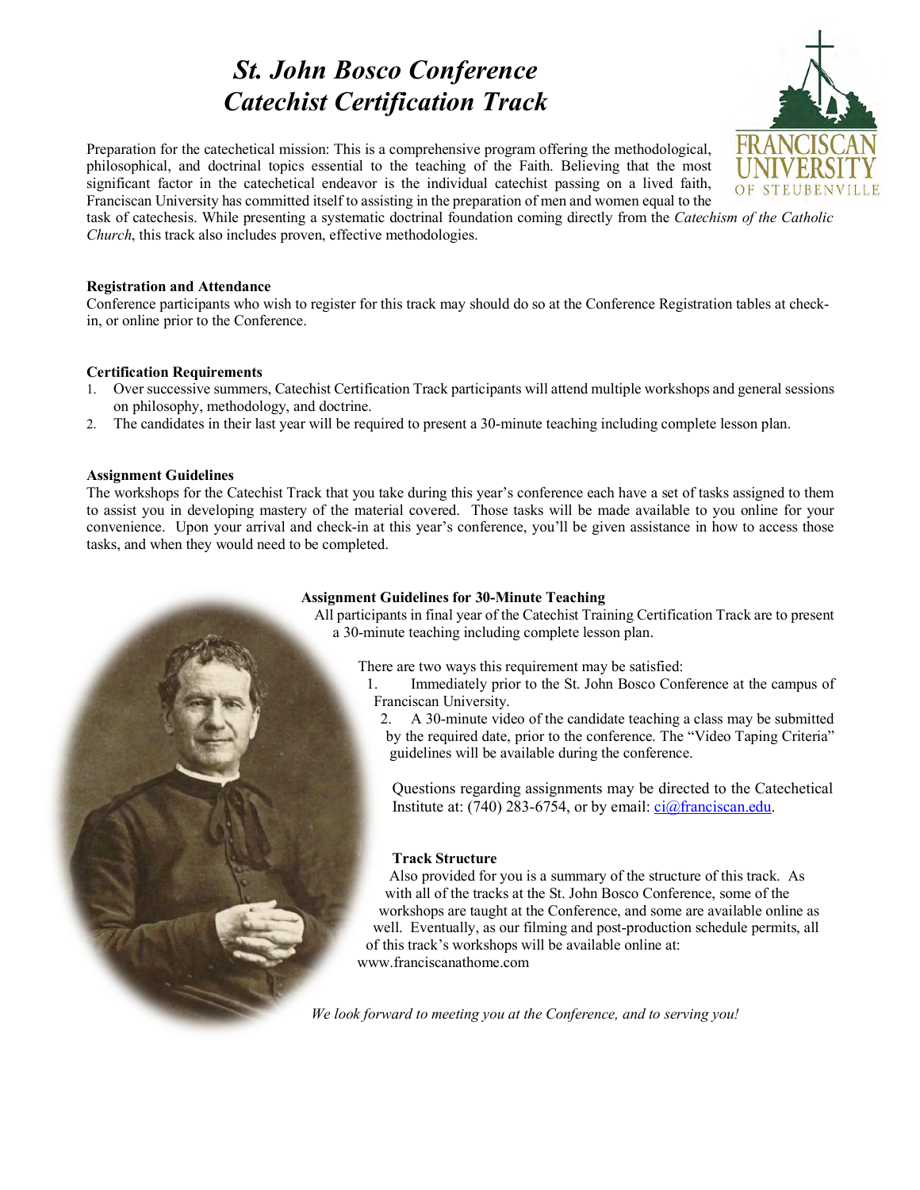# *St. John Bosco Conference*
# *Catechist Certification Track*

Preparation for the catechetical mission: This is a comprehensive program offering the methodological, philosophical, and doctrinal topics essential to the teaching of the Faith. Believing that the most significant factor in the catechetical endeavor is the individual catechist passing on a lived faith, Franciscan University has committed itself to assisting in the preparation of men and women equal to the task of catechesis. While presenting a systematic doctrinal foundation coming directly from the *Catechism of the Catholic Church*, this track also includes proven, effective methodologies.

**Registration and Attendance**

Conference participants who wish to register for this track may should do so at the Conference Registration tables at check-in, or online prior to the Conference.

**Certification Requirements**

1. Over successive summers, Catechist Certification Track participants will attend multiple workshops and general sessions on philosophy, methodology, and doctrine.
2. The candidates in their last year will be required to present a 30-minute teaching including complete lesson plan.

**Assignment Guidelines**

The workshops for the Catechist Track that you take during this year's conference each have a set of tasks assigned to them to assist you in developing mastery of the material covered. Those tasks will be made available to you online for your convenience. Upon your arrival and check-in at this year's conference, you'll be given assistance in how to access those tasks, and when they would need to be completed.

**Assignment Guidelines for 30-Minute Teaching**

All participants in final year of the Catechist Training Certification Track are to present a 30-minute teaching including complete lesson plan.

There are two ways this requirement may be satisfied:

1. Immediately prior to the St. John Bosco Conference at the campus of Franciscan University.
2. A 30-minute video of the candidate teaching a class may be submitted by the required date, prior to the conference. The "Video Taping Criteria" guidelines will be available during the conference.

Questions regarding assignments may be directed to the Catechetical Institute at: (740) 283-6754, or by email: ci@franciscan.edu.

**Track Structure**

Also provided for you is a summary of the structure of this track. As with all of the tracks at the St. John Bosco Conference, some of the workshops are taught at the Conference, and some are available online as well. Eventually, as our filming and post-production schedule permits, all of this track's workshops will be available online at: www.franciscanathome.com

*We look forward to meeting you at the Conference, and to serving you!*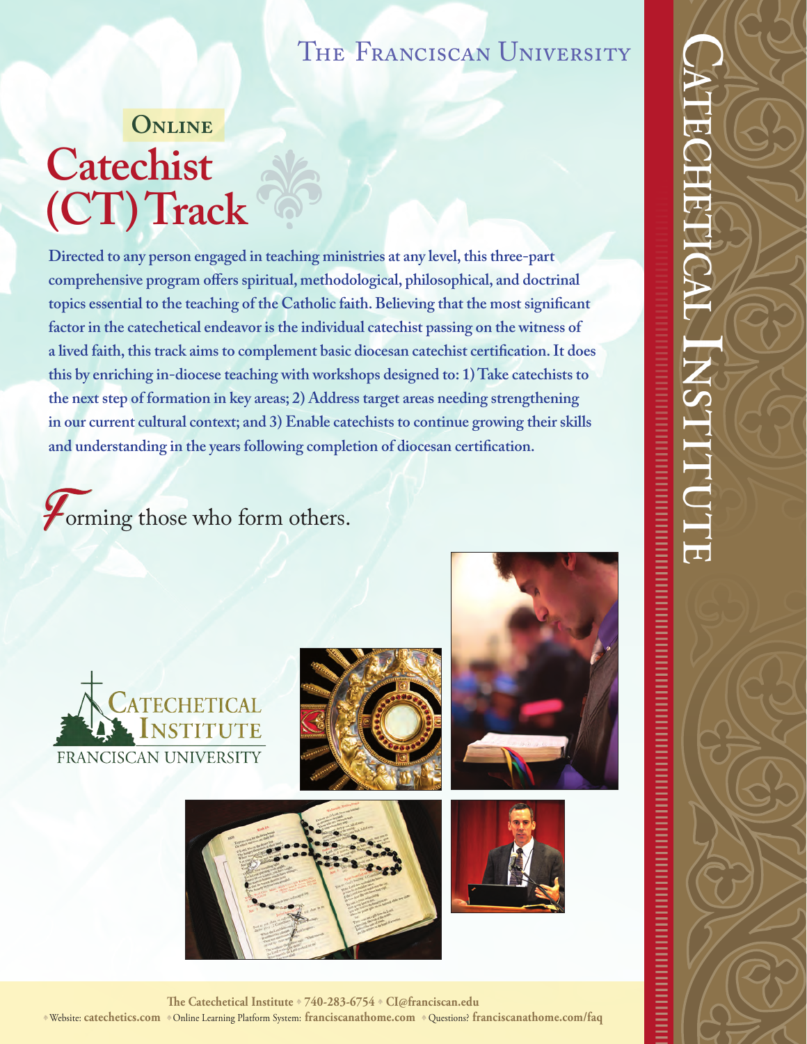# The Franciscan University

## Online

# Catechist (CT) Track

**Directed to any person engaged in teaching ministries at any level, this three-part comprehensive program offers spiritual, methodological, philosophical, and doctrinal topics essential to the teaching of the Catholic faith. Believing that the most significant factor in the catechetical endeavor is the individual catechist passing on the witness of a lived faith, this track aims to complement basic diocesan catechist certification. It does this by enriching in-diocese teaching with workshops designed to: 1) Take catechists to the next step of formation in key areas; 2) Address target areas needing strengthening in our current cultural context; and 3) Enable catechists to continue growing their skills and understanding in the years following completion of diocesan certification.**

*Forming those who form others.*

Catechetical Institute
Franciscan University

Catechetical Institute

**The Catechetical Institute** • **740-283-6754** • **CI@franciscan.edu**
• Website: **catechetics.com** • Online Learning Platform System: **franciscanathome.com** • Questions? **franciscanathome.com/faq**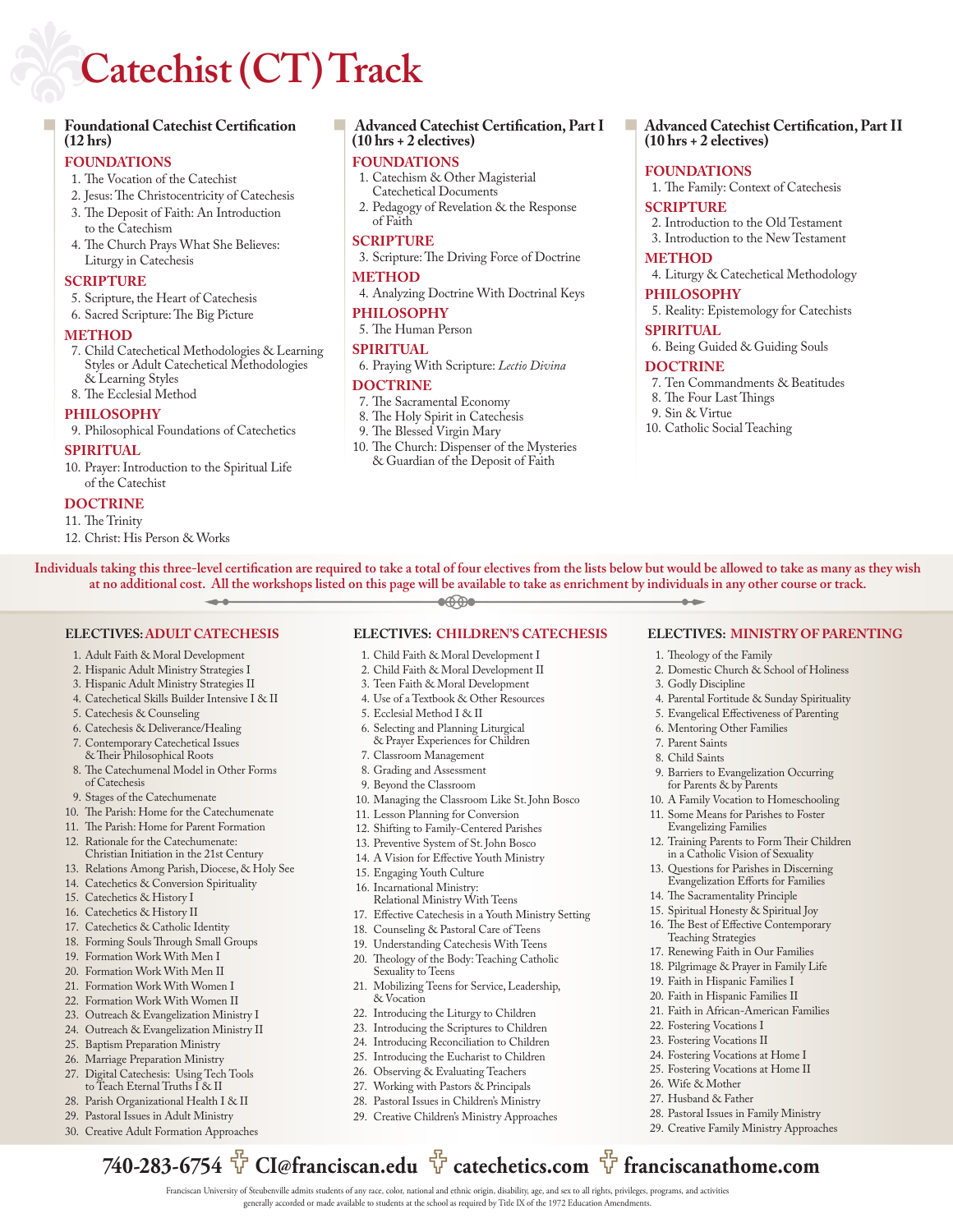# Catechist (CT) Track

## Foundational Catechist Certification (12 hrs)

### FOUNDATIONS

1. The Vocation of the Catechist
2. Jesus: The Christocentricity of Catechesis
3. The Deposit of Faith: An Introduction to the Catechism
4. The Church Prays What She Believes: Liturgy in Catechesis

### SCRIPTURE

5. Scripture, the Heart of Catechesis
6. Sacred Scripture: The Big Picture

### METHOD

7. Child Catechetical Methodologies & Learning Styles or Adult Catechetical Methodologies & Learning Styles
8. The Ecclesial Method

### PHILOSOPHY

9. Philosophical Foundations of Catechetics

### SPIRITUAL

10. Prayer: Introduction to the Spiritual Life of the Catechist

### DOCTRINE

11. The Trinity
12. Christ: His Person & Works

## Advanced Catechist Certification, Part I (10 hrs + 2 electives)

### FOUNDATIONS

1. Catechism & Other Magisterial Catechetical Documents
2. Pedagogy of Revelation & the Response of Faith

### SCRIPTURE

3. Scripture: The Driving Force of Doctrine

### METHOD

4. Analyzing Doctrine With Doctrinal Keys

### PHILOSOPHY

5. The Human Person

### SPIRITUAL

6. Praying With Scripture: *Lectio Divina*

### DOCTRINE

7. The Sacramental Economy
8. The Holy Spirit in Catechesis
9. The Blessed Virgin Mary
10. The Church: Dispenser of the Mysteries & Guardian of the Deposit of Faith

## Advanced Catechist Certification, Part II (10 hrs + 2 electives)

### FOUNDATIONS

1. The Family: Context of Catechesis

### SCRIPTURE

2. Introduction to the Old Testament
3. Introduction to the New Testament

### METHOD

4. Liturgy & Catechetical Methodology

### PHILOSOPHY

5. Reality: Epistemology for Catechists

### SPIRITUAL

6. Being Guided & Guiding Souls

### DOCTRINE

7. Ten Commandments & Beatitudes
8. The Four Last Things
9. Sin & Virtue
10. Catholic Social Teaching

**Individuals taking this three-level certification are required to take a total of four electives from the lists below but would be allowed to take as many as they wish at no additional cost. All the workshops listed on this page will be available to take as enrichment by individuals in any other course or track.**

## ELECTIVES: ADULT CATECHESIS

1. Adult Faith & Moral Development
2. Hispanic Adult Ministry Strategies I
3. Hispanic Adult Ministry Strategies II
4. Catechetical Skills Builder Intensive I & II
5. Catechesis & Counseling
6. Catechesis & Deliverance/Healing
7. Contemporary Catechetical Issues & Their Philosophical Roots
8. The Catechumenal Model in Other Forms of Catechesis
9. Stages of the Catechumenate
10. The Parish: Home for the Catechumenate
11. The Parish: Home for Parent Formation
12. Rationale for the Catechumenate: Christian Initiation in the 21st Century
13. Relations Among Parish, Diocese, & Holy See
14. Catechetics & Conversion Spirituality
15. Catechetics & History I
16. Catechetics & History II
17. Catechetics & Catholic Identity
18. Forming Souls Through Small Groups
19. Formation Work With Men I
20. Formation Work With Men II
21. Formation Work With Women I
22. Formation Work With Women II
23. Outreach & Evangelization Ministry I
24. Outreach & Evangelization Ministry II
25. Baptism Preparation Ministry
26. Marriage Preparation Ministry
27. Digital Catechesis: Using Tech Tools to Teach Eternal Truths I & II
28. Parish Organizational Health I & II
29. Pastoral Issues in Adult Ministry
30. Creative Adult Formation Approaches

## ELECTIVES: CHILDREN'S CATECHESIS

1. Child Faith & Moral Development I
2. Child Faith & Moral Development II
3. Teen Faith & Moral Development
4. Use of a Textbook & Other Resources
5. Ecclesial Method I & II
6. Selecting and Planning Liturgical & Prayer Experiences for Children
7. Classroom Management
8. Grading and Assessment
9. Beyond the Classroom
10. Managing the Classroom Like St. John Bosco
11. Lesson Planning for Conversion
12. Shifting to Family-Centered Parishes
13. Preventive System of St. John Bosco
14. A Vision for Effective Youth Ministry
15. Engaging Youth Culture
16. Incarnational Ministry: Relational Ministry With Teens
17. Effective Catechesis in a Youth Ministry Setting
18. Counseling & Pastoral Care of Teens
19. Understanding Catechesis With Teens
20. Theology of the Body: Teaching Catholic Sexuality to Teens
21. Mobilizing Teens for Service, Leadership, & Vocation
22. Introducing the Liturgy to Children
23. Introducing the Scriptures to Children
24. Introducing Reconciliation to Children
25. Introducing the Eucharist to Children
26. Observing & Evaluating Teachers
27. Working with Pastors & Principals
28. Pastoral Issues in Children's Ministry
29. Creative Children's Ministry Approaches

## ELECTIVES: MINISTRY OF PARENTING

1. Theology of the Family
2. Domestic Church & School of Holiness
3. Godly Discipline
4. Parental Fortitude & Sunday Spirituality
5. Evangelical Effectiveness of Parenting
6. Mentoring Other Families
7. Parent Saints
8. Child Saints
9. Barriers to Evangelization Occurring for Parents & by Parents
10. A Family Vocation to Homeschooling
11. Some Means for Parishes to Foster Evangelizing Families
12. Training Parents to Form Their Children in a Catholic Vision of Sexuality
13. Questions for Parishes in Discerning Evangelization Efforts for Families
14. The Sacramentality Principle
15. Spiritual Honesty & Spiritual Joy
16. The Best of Effective Contemporary Teaching Strategies
17. Renewing Faith in Our Families
18. Pilgrimage & Prayer in Family Life
19. Faith in Hispanic Families I
20. Faith in Hispanic Families II
21. Faith in African-American Families
22. Fostering Vocations I
23. Fostering Vocations II
24. Fostering Vocations at Home I
25. Fostering Vocations at Home II
26. Wife & Mother
27. Husband & Father
28. Pastoral Issues in Family Ministry
29. Creative Family Ministry Approaches

**740-283-6754 ✠ CI@franciscan.edu ✠ catechetics.com ✠ franciscanathome.com**

Franciscan University of Steubenville admits students of any race, color, national and ethnic origin, disability, age, and sex to all rights, privileges, programs, and activities generally accorded or made available to students at the school as required by Title IX of the 1972 Education Amendments.